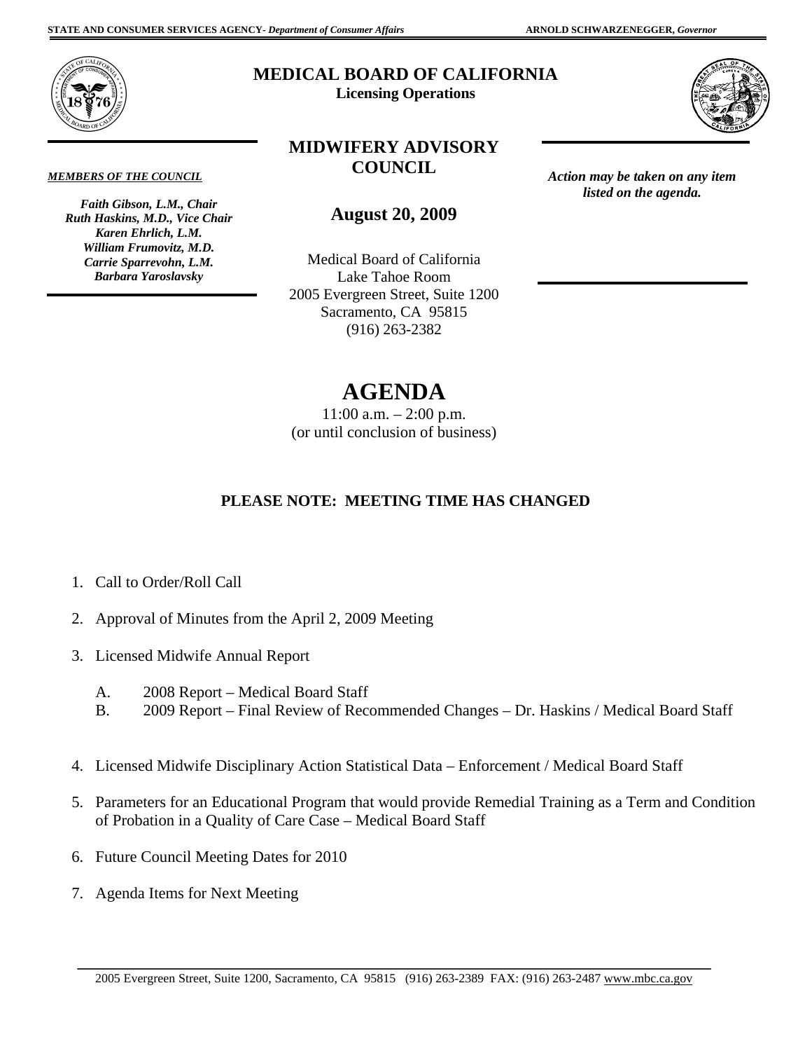STATE AND CONSUMER SERVICES AGENCY- *Department of Consumer Affairs* ARNOLD SCHWARZENEGGER, *Governor*

# MEDICAL BOARD OF CALIFORNIA

**Licensing Operations**

## MIDWIFERY ADVISORY COUNCIL

***MEMBERS OF THE COUNCIL***

***Faith Gibson, L.M., Chair***
***Ruth Haskins, M.D., Vice Chair***
***Karen Ehrlich, L.M.***
***William Frumovitz, M.D.***
***Carrie Sparrevohn, L.M.***
***Barbara Yaroslavsky***

***Action may be taken on any item listed on the agenda.***

**August 20, 2009**

Medical Board of California
Lake Tahoe Room
2005 Evergreen Street, Suite 1200
Sacramento, CA 95815
(916) 263-2382

# AGENDA

11:00 a.m. – 2:00 p.m.
(or until conclusion of business)

**PLEASE NOTE: MEETING TIME HAS CHANGED**

1. Call to Order/Roll Call
2. Approval of Minutes from the April 2, 2009 Meeting
3. Licensed Midwife Annual Report
   - A. 2008 Report – Medical Board Staff
   - B. 2009 Report – Final Review of Recommended Changes – Dr. Haskins / Medical Board Staff
4. Licensed Midwife Disciplinary Action Statistical Data – Enforcement / Medical Board Staff
5. Parameters for an Educational Program that would provide Remedial Training as a Term and Condition of Probation in a Quality of Care Case – Medical Board Staff
6. Future Council Meeting Dates for 2010
7. Agenda Items for Next Meeting

2005 Evergreen Street, Suite 1200, Sacramento, CA 95815 (916) 263-2389 FAX: (916) 263-2487 www.mbc.ca.gov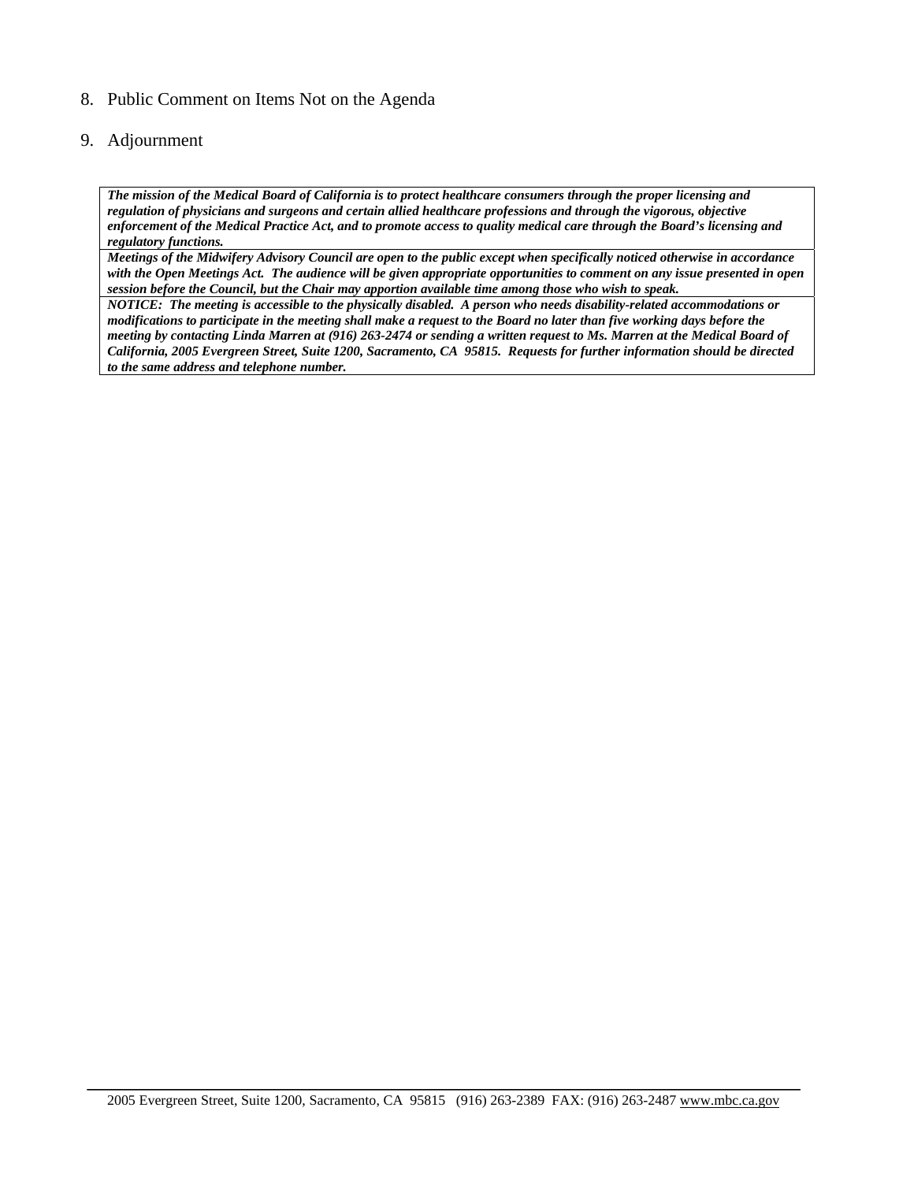8. Public Comment on Items Not on the Agenda

9. Adjournment

| |
|---|
| ***The mission of the Medical Board of California is to protect healthcare consumers through the proper licensing and regulation of physicians and surgeons and certain allied healthcare professions and through the vigorous, objective enforcement of the Medical Practice Act, and to promote access to quality medical care through the Board's licensing and regulatory functions.*** |
| ***Meetings of the Midwifery Advisory Council are open to the public except when specifically noticed otherwise in accordance with the Open Meetings Act. The audience will be given appropriate opportunities to comment on any issue presented in open session before the Council, but the Chair may apportion available time among those who wish to speak.*** |
| ***NOTICE: The meeting is accessible to the physically disabled. A person who needs disability-related accommodations or modifications to participate in the meeting shall make a request to the Board no later than five working days before the meeting by contacting Linda Marren at (916) 263-2474 or sending a written request to Ms. Marren at the Medical Board of California, 2005 Evergreen Street, Suite 1200, Sacramento, CA 95815. Requests for further information should be directed to the same address and telephone number.*** |

2005 Evergreen Street, Suite 1200, Sacramento, CA 95815 (916) 263-2389 FAX: (916) 263-2487 www.mbc.ca.gov